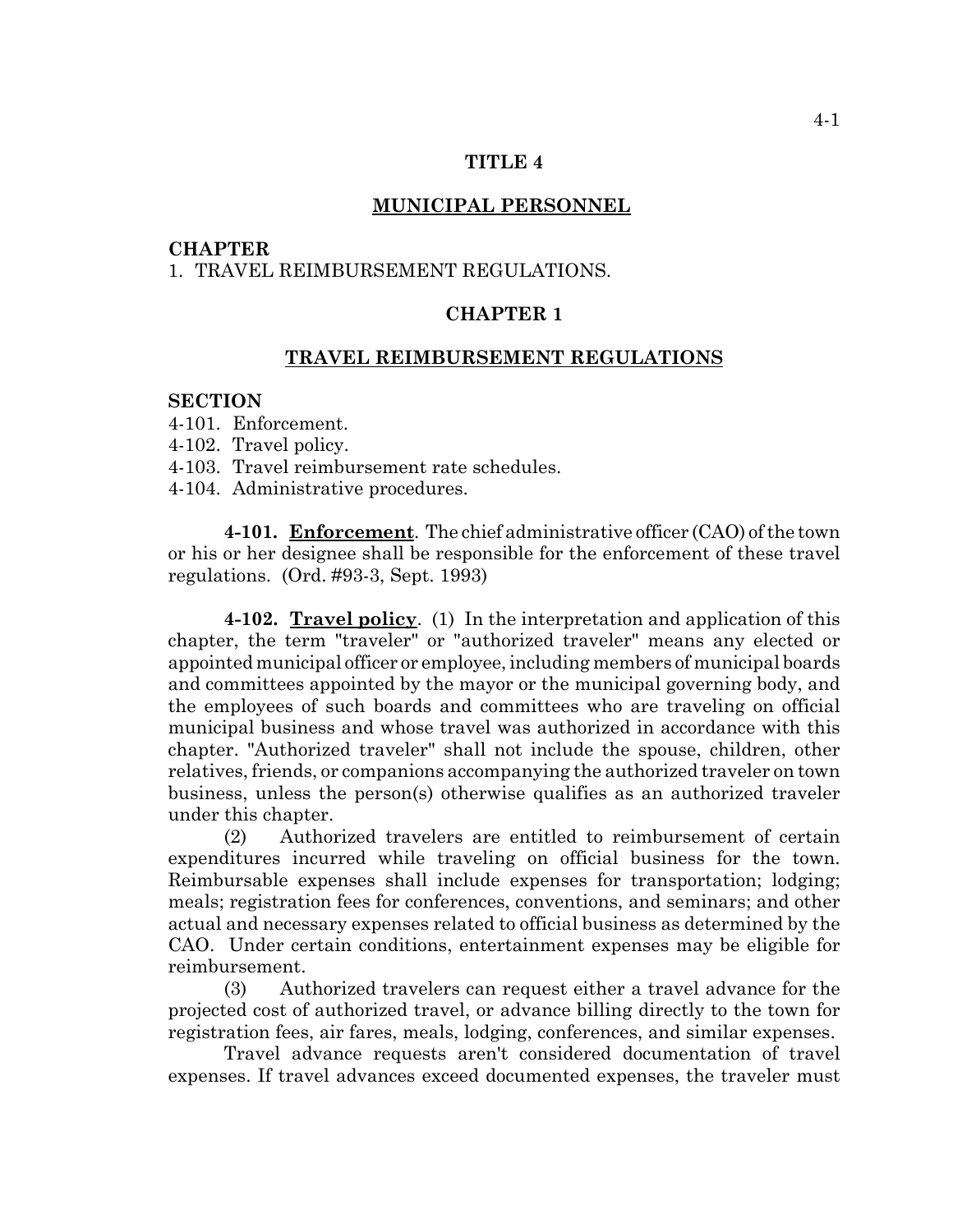# TITLE 4

## MUNICIPAL PERSONNEL

**CHAPTER**

1. TRAVEL REIMBURSEMENT REGULATIONS.

## CHAPTER 1

## TRAVEL REIMBURSEMENT REGULATIONS

**SECTION**

4-101. Enforcement.
4-102. Travel policy.
4-103. Travel reimbursement rate schedules.
4-104. Administrative procedures.

**4-101. Enforcement**. The chief administrative officer (CAO) of the town or his or her designee shall be responsible for the enforcement of these travel regulations. (Ord. #93-3, Sept. 1993)

**4-102. Travel policy**. (1) In the interpretation and application of this chapter, the term "traveler" or "authorized traveler" means any elected or appointed municipal officer or employee, including members of municipal boards and committees appointed by the mayor or the municipal governing body, and the employees of such boards and committees who are traveling on official municipal business and whose travel was authorized in accordance with this chapter. "Authorized traveler" shall not include the spouse, children, other relatives, friends, or companions accompanying the authorized traveler on town business, unless the person(s) otherwise qualifies as an authorized traveler under this chapter.

(2) Authorized travelers are entitled to reimbursement of certain expenditures incurred while traveling on official business for the town. Reimbursable expenses shall include expenses for transportation; lodging; meals; registration fees for conferences, conventions, and seminars; and other actual and necessary expenses related to official business as determined by the CAO. Under certain conditions, entertainment expenses may be eligible for reimbursement.

(3) Authorized travelers can request either a travel advance for the projected cost of authorized travel, or advance billing directly to the town for registration fees, air fares, meals, lodging, conferences, and similar expenses.

Travel advance requests aren't considered documentation of travel expenses. If travel advances exceed documented expenses, the traveler must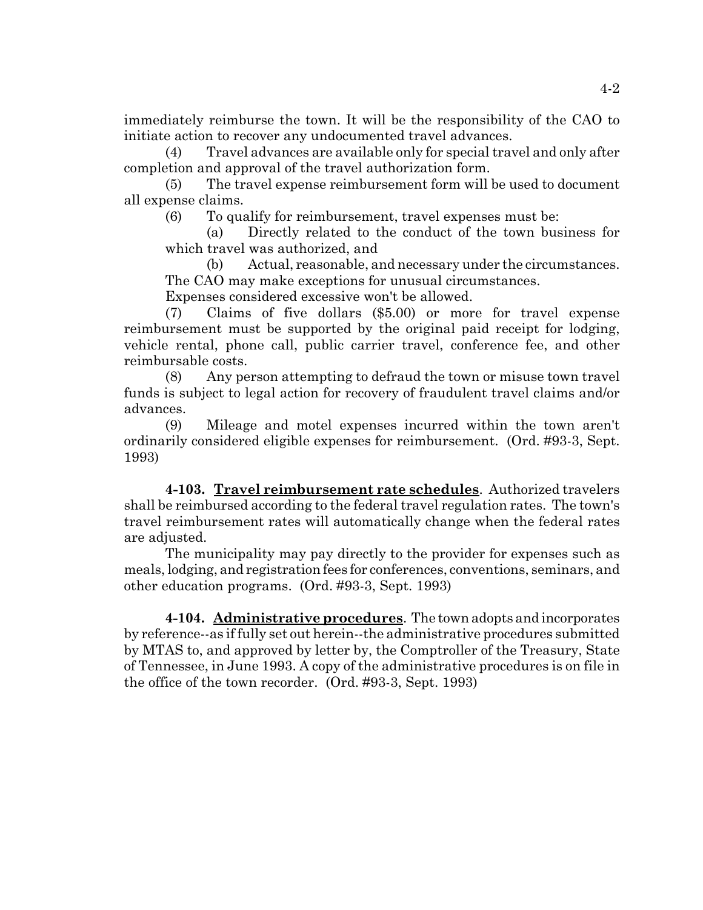immediately reimburse the town. It will be the responsibility of the CAO to initiate action to recover any undocumented travel advances.

(4) Travel advances are available only for special travel and only after completion and approval of the travel authorization form.

(5) The travel expense reimbursement form will be used to document all expense claims.

(6) To qualify for reimbursement, travel expenses must be:

(a) Directly related to the conduct of the town business for which travel was authorized, and

(b) Actual, reasonable, and necessary under the circumstances. The CAO may make exceptions for unusual circumstances.

Expenses considered excessive won't be allowed.

(7) Claims of five dollars ($5.00) or more for travel expense reimbursement must be supported by the original paid receipt for lodging, vehicle rental, phone call, public carrier travel, conference fee, and other reimbursable costs.

(8) Any person attempting to defraud the town or misuse town travel funds is subject to legal action for recovery of fraudulent travel claims and/or advances.

(9) Mileage and motel expenses incurred within the town aren't ordinarily considered eligible expenses for reimbursement. (Ord. #93-3, Sept. 1993)

**4-103. Travel reimbursement rate schedules**. Authorized travelers shall be reimbursed according to the federal travel regulation rates. The town's travel reimbursement rates will automatically change when the federal rates are adjusted.

The municipality may pay directly to the provider for expenses such as meals, lodging, and registration fees for conferences, conventions, seminars, and other education programs. (Ord. #93-3, Sept. 1993)

**4-104. Administrative procedures**. The town adopts and incorporates by reference--as if fully set out herein--the administrative procedures submitted by MTAS to, and approved by letter by, the Comptroller of the Treasury, State of Tennessee, in June 1993. A copy of the administrative procedures is on file in the office of the town recorder. (Ord. #93-3, Sept. 1993)